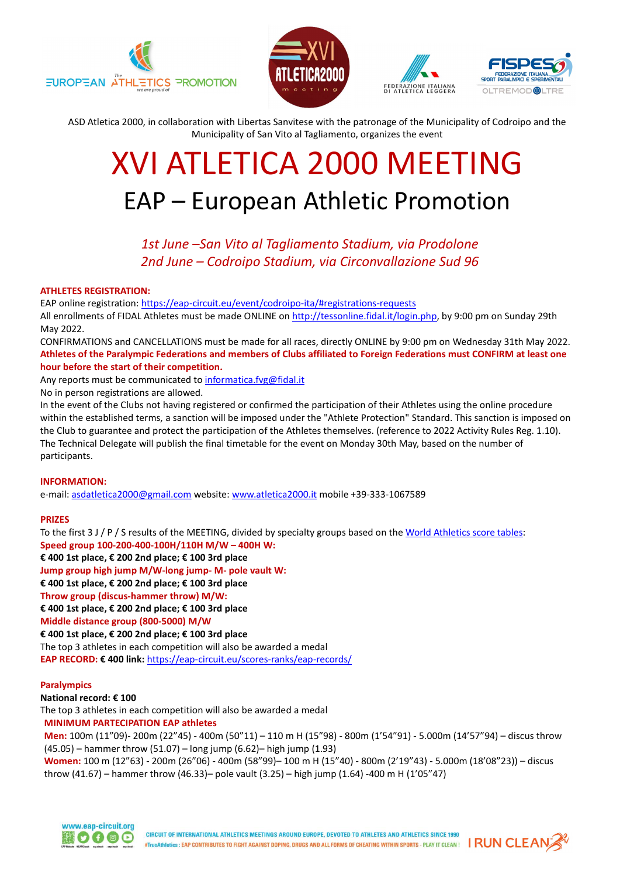ASD Atletica 2000, in collaboration with Libertas Sanvitese with the patronage of the Municipality of Codroipo and the Municipality of San Vito al Tagliamento, organizes the event

# XVI ATLETICA 2000 MEETING

## EAP – European Athletic Promotion

*1st June –San Vito al Tagliamento Stadium, via Prodolone*
*2nd June – Codroipo Stadium, via Circonvallazione Sud 96*

**ATHLETES REGISTRATION:**

EAP online registration: https://eap-circuit.eu/event/codroipo-ita/#registrations-requests

All enrollments of FIDAL Athletes must be made ONLINE on http://tessonline.fidal.it/login.php, by 9:00 pm on Sunday 29th May 2022.

CONFIRMATIONS and CANCELLATIONS must be made for all races, directly ONLINE by 9:00 pm on Wednesday 31th May 2022.

**Athletes of the Paralympic Federations and members of Clubs affiliated to Foreign Federations must CONFIRM at least one hour before the start of their competition.**

Any reports must be communicated to informatica.fvg@fidal.it

No in person registrations are allowed.

In the event of the Clubs not having registered or confirmed the participation of their Athletes using the online procedure within the established terms, a sanction will be imposed under the "Athlete Protection" Standard. This sanction is imposed on the Club to guarantee and protect the participation of the Athletes themselves. (reference to 2022 Activity Rules Reg. 1.10).

The Technical Delegate will publish the final timetable for the event on Monday 30th May, based on the number of participants.

**INFORMATION:**

e-mail: asdatletica2000@gmail.com website: www.atletica2000.it mobile +39-333-1067589

**PRIZES**

To the first 3 J / P / S results of the MEETING, divided by specialty groups based on the World Athletics score tables:

**Speed group 100-200-400-100H/110H M/W – 400H W:**
**€ 400 1st place, € 200 2nd place; € 100 3rd place**

**Jump group high jump M/W-long jump- M- pole vault W:**
**€ 400 1st place, € 200 2nd place; € 100 3rd place**

**Throw group (discus-hammer throw) M/W:**
**€ 400 1st place, € 200 2nd place; € 100 3rd place**

**Middle distance group (800-5000) M/W**
**€ 400 1st place, € 200 2nd place; € 100 3rd place**

The top 3 athletes in each competition will also be awarded a medal

**EAP RECORD: € 400 link:** https://eap-circuit.eu/scores-ranks/eap-records/

**Paralympics**

**National record: € 100**

The top 3 athletes in each competition will also be awarded a medal

**MINIMUM PARTECIPATION EAP athletes**

**Men:** 100m (11"09)- 200m (22"45) - 400m (50"11) – 110 m H (15"98) - 800m (1'54"91) - 5.000m (14'57"94) – discus throw (45.05) – hammer throw (51.07) – long jump (6.62)– high jump (1.93)

**Women:** 100 m (12"63) - 200m (26"06) - 400m (58"99)– 100 m H (15"40) - 800m (2'19"43) - 5.000m (18'08"23)) – discus throw (41.67) – hammer throw (46.33)– pole vault (3.25) – high jump (1.64) -400 m H (1'05"47)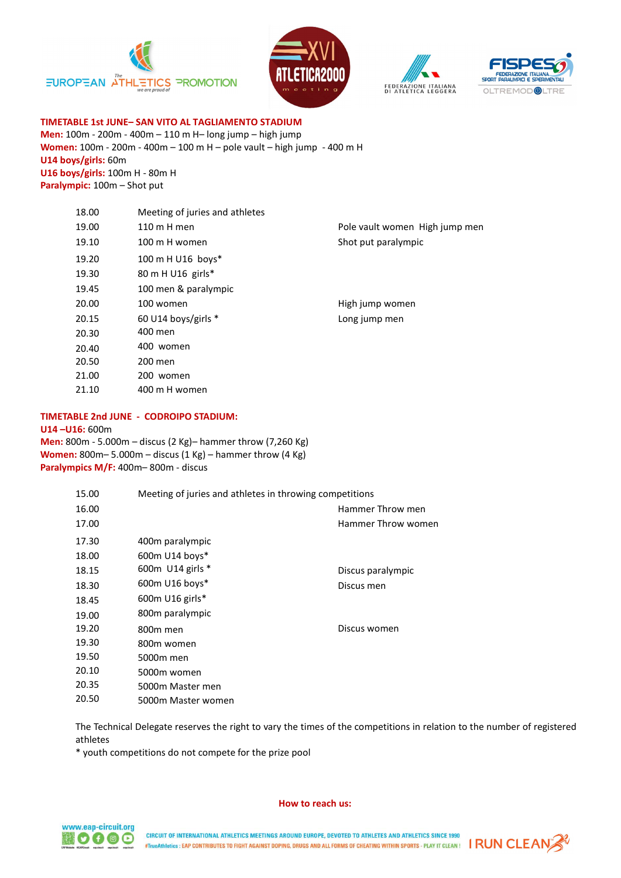**TIMETABLE 1st JUNE– SAN VITO AL TAGLIAMENTO STADIUM**

**Men:** 100m - 200m - 400m – 110 m H– long jump – high jump
**Women:** 100m - 200m - 400m – 100 m H – pole vault – high jump - 400 m H
**U14 boys/girls:** 60m
**U16 boys/girls:** 100m H - 80m H
**Paralympic:** 100m – Shot put

| | | |
|---|---|---|
| 18.00 | Meeting of juries and athletes | |
| 19.00 | 110 m H men | Pole vault women High jump men |
| 19.10 | 100 m H women | Shot put paralympic |
| 19.20 | 100 m H U16 boys* | |
| 19.30 | 80 m H U16 girls* | |
| 19.45 | 100 men & paralympic | |
| 20.00 | 100 women | High jump women |
| 20.15 | 60 U14 boys/girls * | Long jump men |
| 20.30 | 400 men | |
| 20.40 | 400 women | |
| 20.50 | 200 men | |
| 21.00 | 200 women | |
| 21.10 | 400 m H women | |

**TIMETABLE 2nd JUNE - CODROIPO STADIUM:**

**U14 –U16:** 600m
**Men:** 800m - 5.000m – discus (2 Kg)– hammer throw (7,260 Kg)
**Women:** 800m– 5.000m – discus (1 Kg) – hammer throw (4 Kg)
**Paralympics M/F:** 400m– 800m - discus

| | | |
|---|---|---|
| 15.00 | Meeting of juries and athletes in throwing competitions | |
| 16.00 | | Hammer Throw men |
| 17.00 | | Hammer Throw women |
| 17.30 | 400m paralympic | |
| 18.00 | 600m U14 boys* | |
| 18.15 | 600m U14 girls * | Discus paralympic |
| 18.30 | 600m U16 boys* | Discus men |
| 18.45 | 600m U16 girls* | |
| 19.00 | 800m paralympic | |
| 19.20 | 800m men | Discus women |
| 19.30 | 800m women | |
| 19.50 | 5000m men | |
| 20.10 | 5000m women | |
| 20.35 | 5000m Master men | |
| 20.50 | 5000m Master women | |

The Technical Delegate reserves the right to vary the times of the competitions in relation to the number of registered athletes
* youth competitions do not compete for the prize pool

**How to reach us:**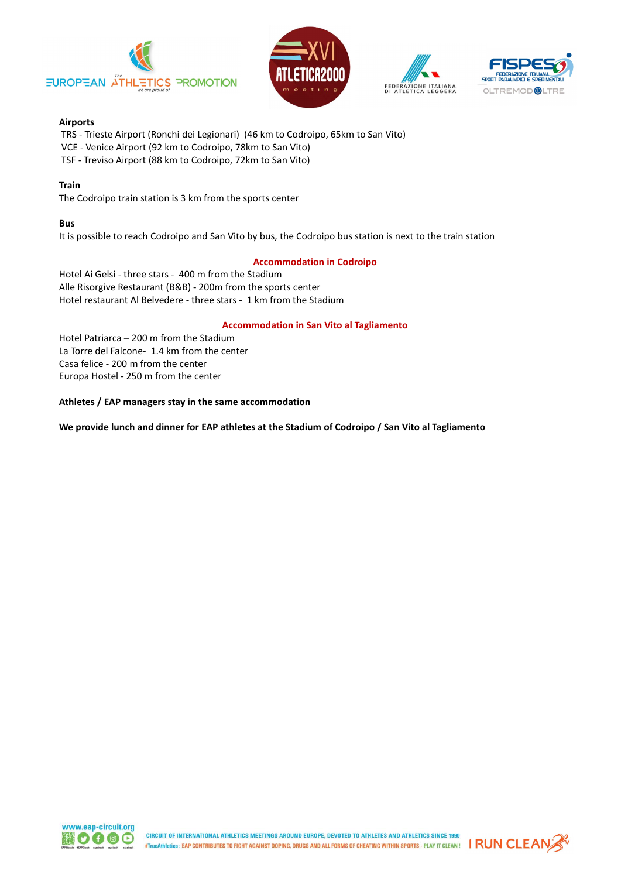**Airports**

TRS - Trieste Airport (Ronchi dei Legionari) (46 km to Codroipo, 65km to San Vito)
VCE - Venice Airport (92 km to Codroipo, 78km to San Vito)
TSF - Treviso Airport (88 km to Codroipo, 72km to San Vito)

**Train**

The Codroipo train station is 3 km from the sports center

**Bus**

It is possible to reach Codroipo and San Vito by bus, the Codroipo bus station is next to the train station

**Accommodation in Codroipo**

Hotel Ai Gelsi - three stars - 400 m from the Stadium
Alle Risorgive Restaurant (B&B) - 200m from the sports center
Hotel restaurant Al Belvedere - three stars - 1 km from the Stadium

**Accommodation in San Vito al Tagliamento**

Hotel Patriarca – 200 m from the Stadium
La Torre del Falcone- 1.4 km from the center
Casa felice - 200 m from the center
Europa Hostel - 250 m from the center

**Athletes / EAP managers stay in the same accommodation**

**We provide lunch and dinner for EAP athletes at the Stadium of Codroipo / San Vito al Tagliamento**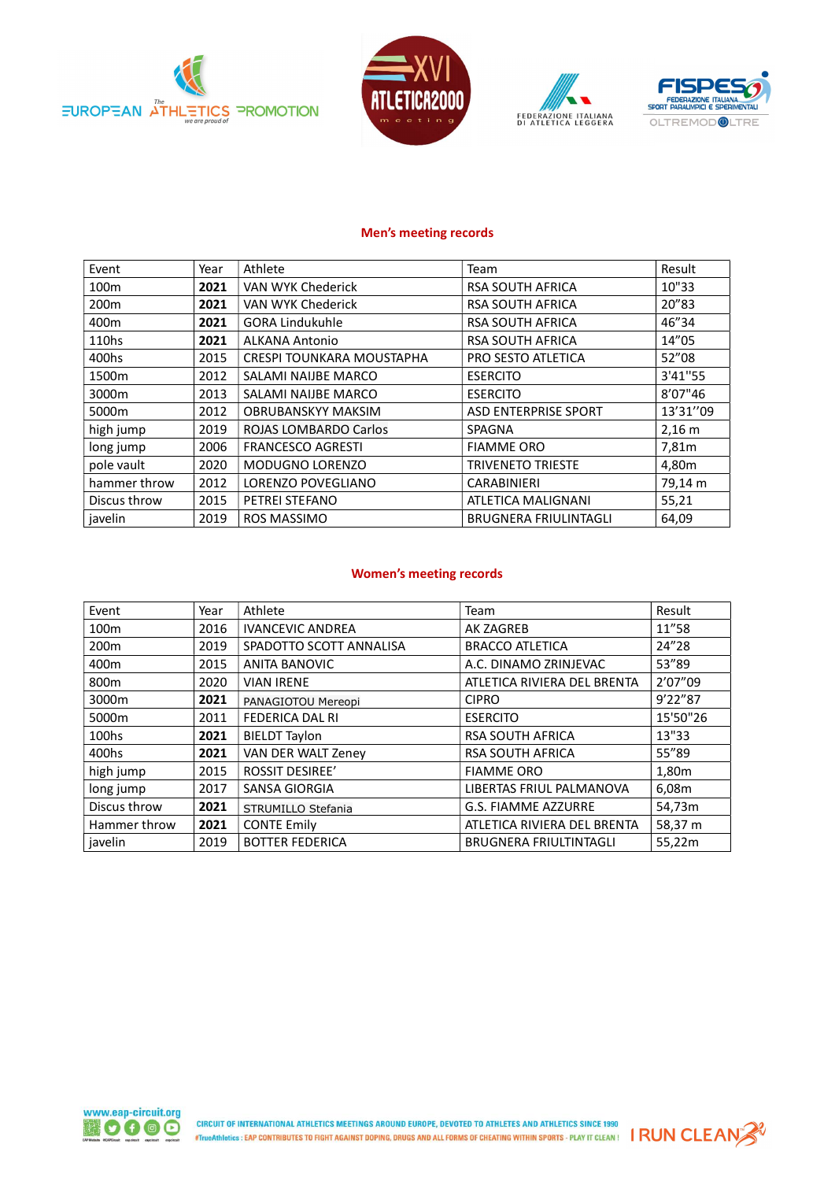## Men's meeting records

| Event | Year | Athlete | Team | Result |
|---|---|---|---|---|
| 100m | **2021** | VAN WYK Chederick | RSA SOUTH AFRICA | 10"33 |
| 200m | **2021** | VAN WYK Chederick | RSA SOUTH AFRICA | 20"83 |
| 400m | **2021** | GORA Lindukuhle | RSA SOUTH AFRICA | 46"34 |
| 110hs | **2021** | ALKANA Antonio | RSA SOUTH AFRICA | 14"05 |
| 400hs | 2015 | CRESPI TOUNKARA MOUSTAPHA | PRO SESTO ATLETICA | 52"08 |
| 1500m | 2012 | SALAMI NAIJBE MARCO | ESERCITO | 3'41"55 |
| 3000m | 2013 | SALAMI NAIJBE MARCO | ESERCITO | 8'07"46 |
| 5000m | 2012 | OBRUBANSKYY MAKSIM | ASD ENTERPRISE SPORT | 13'31''09 |
| high jump | 2019 | ROJAS LOMBARDO Carlos | SPAGNA | 2,16 m |
| long jump | 2006 | FRANCESCO AGRESTI | FIAMME ORO | 7,81m |
| pole vault | 2020 | MODUGNO LORENZO | TRIVENETO TRIESTE | 4,80m |
| hammer throw | 2012 | LORENZO POVEGLIANO | CARABINIERI | 79,14 m |
| Discus throw | 2015 | PETREI STEFANO | ATLETICA MALIGNANI | 55,21 |
| javelin | 2019 | ROS MASSIMO | BRUGNERA FRIULINTAGLI | 64,09 |

## Women's meeting records

| Event | Year | Athlete | Team | Result |
|---|---|---|---|---|
| 100m | 2016 | IVANCEVIC ANDREA | AK ZAGREB | 11"58 |
| 200m | 2019 | SPADOTTO SCOTT ANNALISA | BRACCO ATLETICA | 24"28 |
| 400m | 2015 | ANITA BANOVIC | A.C. DINAMO ZRINJEVAC | 53"89 |
| 800m | 2020 | VIAN IRENE | ATLETICA RIVIERA DEL BRENTA | 2'07"09 |
| 3000m | **2021** | PANAGIOTOU Mereopi | CIPRO | 9'22"87 |
| 5000m | 2011 | FEDERICA DAL RI | ESERCITO | 15'50"26 |
| 100hs | **2021** | BIELDT Taylon | RSA SOUTH AFRICA | 13"33 |
| 400hs | **2021** | VAN DER WALT Zeney | RSA SOUTH AFRICA | 55"89 |
| high jump | 2015 | ROSSIT DESIREE' | FIAMME ORO | 1,80m |
| long jump | 2017 | SANSA GIORGIA | LIBERTAS FRIUL PALMANOVA | 6,08m |
| Discus throw | **2021** | STRUMILLO Stefania | G.S. FIAMME AZZURRE | 54,73m |
| Hammer throw | **2021** | CONTE Emily | ATLETICA RIVIERA DEL BRENTA | 58,37 m |
| javelin | 2019 | BOTTER FEDERICA | BRUGNERA FRIULTINTAGLI | 55,22m |